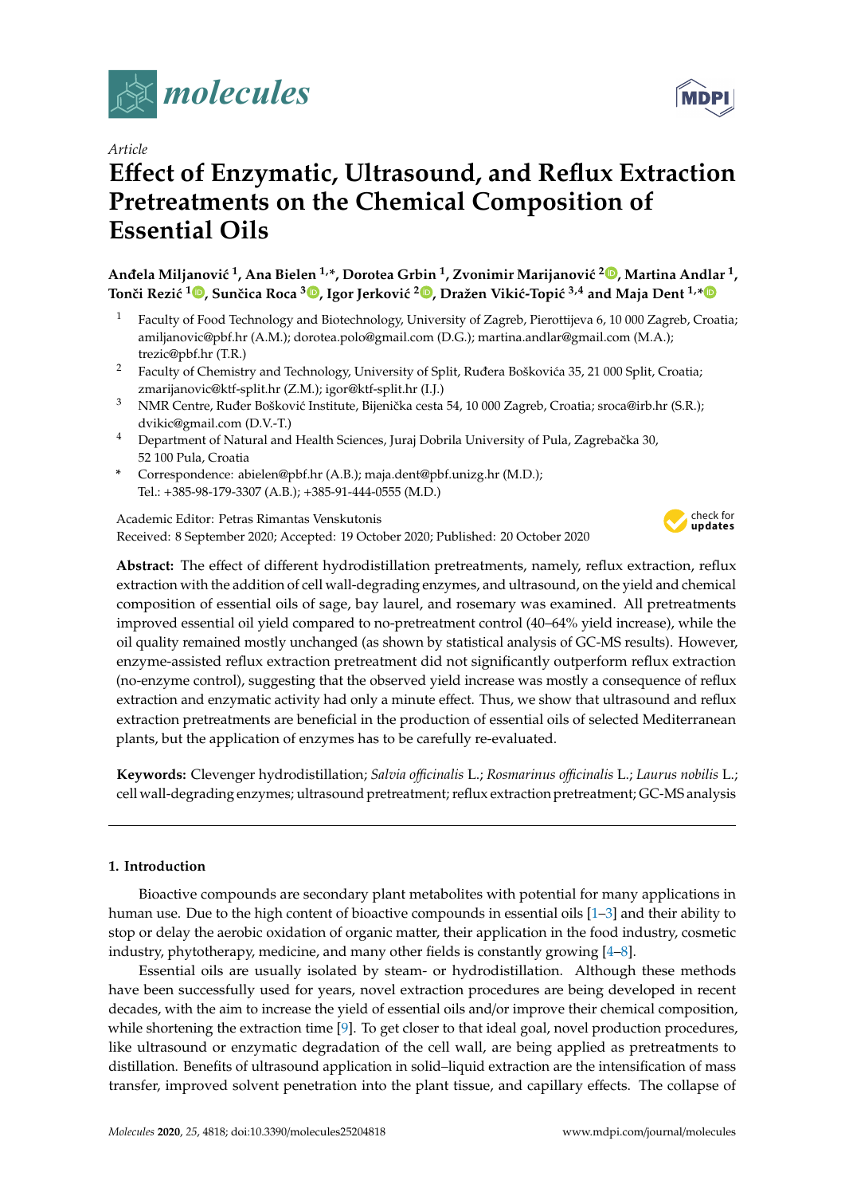*Article*

# Effect of Enzymatic, Ultrasound, and Reflux Extraction Pretreatments on the Chemical Composition of Essential Oils

**Anđela Miljanović [1], Ana Bielen [1,*], Dorotea Grbin [1], Zvonimir Marijanović [2], Martina Andlar [1], Tonči Rezić [1], Sunčica Roca [3], Igor Jerković [2], Dražen Vikić-Topić [3,4] and Maja Dent [1,*]**

[1] Faculty of Food Technology and Biotechnology, University of Zagreb, Pierottijeva 6, 10 000 Zagreb, Croatia; amiljanovic@pbf.hr (A.M.); dorotea.polo@gmail.com (D.G.); martina.andlar@gmail.com (M.A.); trezic@pbf.hr (T.R.)

[2] Faculty of Chemistry and Technology, University of Split, Ruđera Boškovića 35, 21 000 Split, Croatia; zmarijanovic@ktf-split.hr (Z.M.); igor@ktf-split.hr (I.J.)

[3] NMR Centre, Ruđer Bošković Institute, Bijenička cesta 54, 10 000 Zagreb, Croatia; sroca@irb.hr (S.R.); dvikic@gmail.com (D.V.-T.)

[4] Department of Natural and Health Sciences, Juraj Dobrila University of Pula, Zagrebačka 30, 52 100 Pula, Croatia

\* Correspondence: abielen@pbf.hr (A.B.); maja.dent@pbf.unizg.hr (M.D.); Tel.: +385-98-179-3307 (A.B.); +385-91-444-0555 (M.D.)

Academic Editor: Petras Rimantas Venskutonis
Received: 8 September 2020; Accepted: 19 October 2020; Published: 20 October 2020

**Abstract:** The effect of different hydrodistillation pretreatments, namely, reflux extraction, reflux extraction with the addition of cell wall-degrading enzymes, and ultrasound, on the yield and chemical composition of essential oils of sage, bay laurel, and rosemary was examined. All pretreatments improved essential oil yield compared to no-pretreatment control (40–64% yield increase), while the oil quality remained mostly unchanged (as shown by statistical analysis of GC-MS results). However, enzyme-assisted reflux extraction pretreatment did not significantly outperform reflux extraction (no-enzyme control), suggesting that the observed yield increase was mostly a consequence of reflux extraction and enzymatic activity had only a minute effect. Thus, we show that ultrasound and reflux extraction pretreatments are beneficial in the production of essential oils of selected Mediterranean plants, but the application of enzymes has to be carefully re-evaluated.

**Keywords:** Clevenger hydrodistillation; *Salvia officinalis* L.; *Rosmarinus officinalis* L.; *Laurus nobilis* L.; cell wall-degrading enzymes; ultrasound pretreatment; reflux extraction pretreatment; GC-MS analysis

## 1. Introduction

Bioactive compounds are secondary plant metabolites with potential for many applications in human use. Due to the high content of bioactive compounds in essential oils [1–3] and their ability to stop or delay the aerobic oxidation of organic matter, their application in the food industry, cosmetic industry, phytotherapy, medicine, and many other fields is constantly growing [4–8].

Essential oils are usually isolated by steam- or hydrodistillation. Although these methods have been successfully used for years, novel extraction procedures are being developed in recent decades, with the aim to increase the yield of essential oils and/or improve their chemical composition, while shortening the extraction time [9]. To get closer to that ideal goal, novel production procedures, like ultrasound or enzymatic degradation of the cell wall, are being applied as pretreatments to distillation. Benefits of ultrasound application in solid–liquid extraction are the intensification of mass transfer, improved solvent penetration into the plant tissue, and capillary effects. The collapse of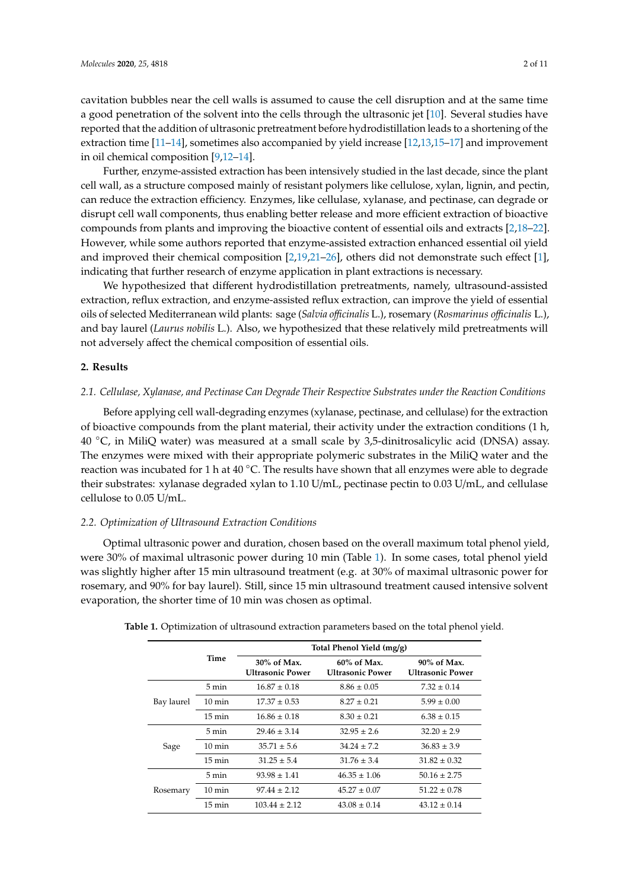cavitation bubbles near the cell walls is assumed to cause the cell disruption and at the same time a good penetration of the solvent into the cells through the ultrasonic jet [10]. Several studies have reported that the addition of ultrasonic pretreatment before hydrodistillation leads to a shortening of the extraction time [11–14], sometimes also accompanied by yield increase [12,13,15–17] and improvement in oil chemical composition [9,12–14].

Further, enzyme-assisted extraction has been intensively studied in the last decade, since the plant cell wall, as a structure composed mainly of resistant polymers like cellulose, xylan, lignin, and pectin, can reduce the extraction efficiency. Enzymes, like cellulase, xylanase, and pectinase, can degrade or disrupt cell wall components, thus enabling better release and more efficient extraction of bioactive compounds from plants and improving the bioactive content of essential oils and extracts [2,18–22]. However, while some authors reported that enzyme-assisted extraction enhanced essential oil yield and improved their chemical composition [2,19,21–26], others did not demonstrate such effect [1], indicating that further research of enzyme application in plant extractions is necessary.

We hypothesized that different hydrodistillation pretreatments, namely, ultrasound-assisted extraction, reflux extraction, and enzyme-assisted reflux extraction, can improve the yield of essential oils of selected Mediterranean wild plants: sage (*Salvia officinalis* L.), rosemary (*Rosmarinus officinalis* L.), and bay laurel (*Laurus nobilis* L.). Also, we hypothesized that these relatively mild pretreatments will not adversely affect the chemical composition of essential oils.

## 2. Results

### 2.1. Cellulase, Xylanase, and Pectinase Can Degrade Their Respective Substrates under the Reaction Conditions

Before applying cell wall-degrading enzymes (xylanase, pectinase, and cellulase) for the extraction of bioactive compounds from the plant material, their activity under the extraction conditions (1 h, 40 °C, in MiliQ water) was measured at a small scale by 3,5-dinitrosalicylic acid (DNSA) assay. The enzymes were mixed with their appropriate polymeric substrates in the MiliQ water and the reaction was incubated for 1 h at 40 °C. The results have shown that all enzymes were able to degrade their substrates: xylanase degraded xylan to 1.10 U/mL, pectinase pectin to 0.03 U/mL, and cellulase cellulose to 0.05 U/mL.

### 2.2. Optimization of Ultrasound Extraction Conditions

Optimal ultrasonic power and duration, chosen based on the overall maximum total phenol yield, were 30% of maximal ultrasonic power during 10 min (Table 1). In some cases, total phenol yield was slightly higher after 15 min ultrasound treatment (e.g. at 30% of maximal ultrasonic power for rosemary, and 90% for bay laurel). Still, since 15 min ultrasound treatment caused intensive solvent evaporation, the shorter time of 10 min was chosen as optimal.

**Table 1.** Optimization of ultrasound extraction parameters based on the total phenol yield.

| | Time | Total Phenol Yield (mg/g) | | |
|---|---|---|---|---|
| | | 30% of Max. Ultrasonic Power | 60% of Max. Ultrasonic Power | 90% of Max. Ultrasonic Power |
| Bay laurel | 5 min | 16.87 ± 0.18 | 8.86 ± 0.05 | 7.32 ± 0.14 |
| | 10 min | 17.37 ± 0.53 | 8.27 ± 0.21 | 5.99 ± 0.00 |
| | 15 min | 16.86 ± 0.18 | 8.30 ± 0.21 | 6.38 ± 0.15 |
| Sage | 5 min | 29.46 ± 3.14 | 32.95 ± 2.6 | 32.20 ± 2.9 |
| | 10 min | 35.71 ± 5.6 | 34.24 ± 7.2 | 36.83 ± 3.9 |
| | 15 min | 31.25 ± 5.4 | 31.76 ± 3.4 | 31.82 ± 0.32 |
| Rosemary | 5 min | 93.98 ± 1.41 | 46.35 ± 1.06 | 50.16 ± 2.75 |
| | 10 min | 97.44 ± 2.12 | 45.27 ± 0.07 | 51.22 ± 0.78 |
| | 15 min | 103.44 ± 2.12 | 43.08 ± 0.14 | 43.12 ± 0.14 |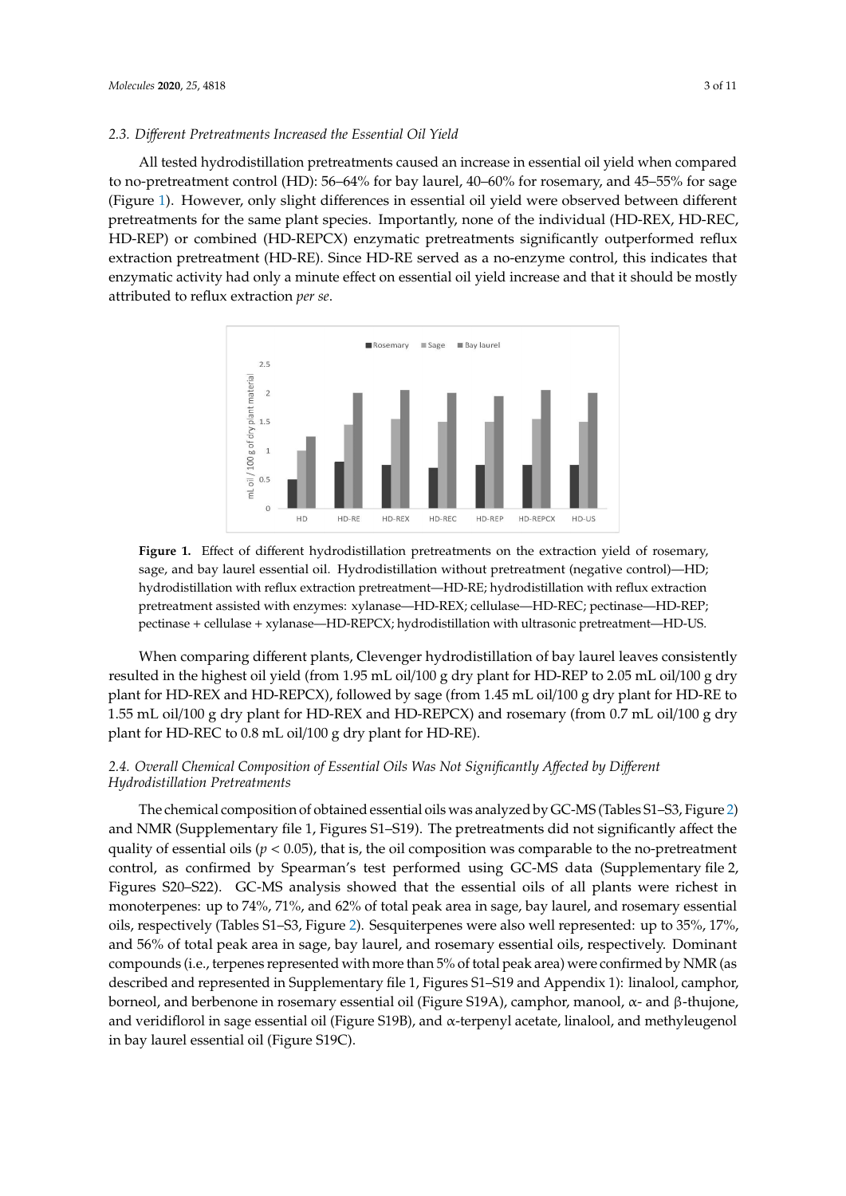### 2.3. Different Pretreatments Increased the Essential Oil Yield

All tested hydrodistillation pretreatments caused an increase in essential oil yield when compared to no-pretreatment control (HD): 56–64% for bay laurel, 40–60% for rosemary, and 45–55% for sage (Figure 1). However, only slight differences in essential oil yield were observed between different pretreatments for the same plant species. Importantly, none of the individual (HD-REX, HD-REC, HD-REP) or combined (HD-REPCX) enzymatic pretreatments significantly outperformed reflux extraction pretreatment (HD-RE). Since HD-RE served as a no-enzyme control, this indicates that enzymatic activity had only a minute effect on essential oil yield increase and that it should be mostly attributed to reflux extraction *per se*.

**Figure 1.** Effect of different hydrodistillation pretreatments on the extraction yield of rosemary, sage, and bay laurel essential oil. Hydrodistillation without pretreatment (negative control)—HD; hydrodistillation with reflux extraction pretreatment—HD-RE; hydrodistillation with reflux extraction pretreatment assisted with enzymes: xylanase—HD-REX; cellulase—HD-REC; pectinase—HD-REP; pectinase + cellulase + xylanase—HD-REPCX; hydrodistillation with ultrasonic pretreatment—HD-US.

When comparing different plants, Clevenger hydrodistillation of bay laurel leaves consistently resulted in the highest oil yield (from 1.95 mL oil/100 g dry plant for HD-REP to 2.05 mL oil/100 g dry plant for HD-REX and HD-REPCX), followed by sage (from 1.45 mL oil/100 g dry plant for HD-RE to 1.55 mL oil/100 g dry plant for HD-REX and HD-REPCX) and rosemary (from 0.7 mL oil/100 g dry plant for HD-REC to 0.8 mL oil/100 g dry plant for HD-RE).

### 2.4. Overall Chemical Composition of Essential Oils Was Not Significantly Affected by Different Hydrodistillation Pretreatments

The chemical composition of obtained essential oils was analyzed by GC-MS (Tables S1–S3, Figure 2) and NMR (Supplementary file 1, Figures S1–S19). The pretreatments did not significantly affect the quality of essential oils ($p < 0.05$), that is, the oil composition was comparable to the no-pretreatment control, as confirmed by Spearman's test performed using GC-MS data (Supplementary file 2, Figures S20–S22). GC-MS analysis showed that the essential oils of all plants were richest in monoterpenes: up to 74%, 71%, and 62% of total peak area in sage, bay laurel, and rosemary essential oils, respectively (Tables S1–S3, Figure 2). Sesquiterpenes were also well represented: up to 35%, 17%, and 56% of total peak area in sage, bay laurel, and rosemary essential oils, respectively. Dominant compounds (i.e., terpenes represented with more than 5% of total peak area) were confirmed by NMR (as described and represented in Supplementary file 1, Figures S1–S19 and Appendix 1): linalool, camphor, borneol, and berbenone in rosemary essential oil (Figure S19A), camphor, manool, α- and β-thujone, and veridiflorol in sage essential oil (Figure S19B), and α-terpenyl acetate, linalool, and methyleugenol in bay laurel essential oil (Figure S19C).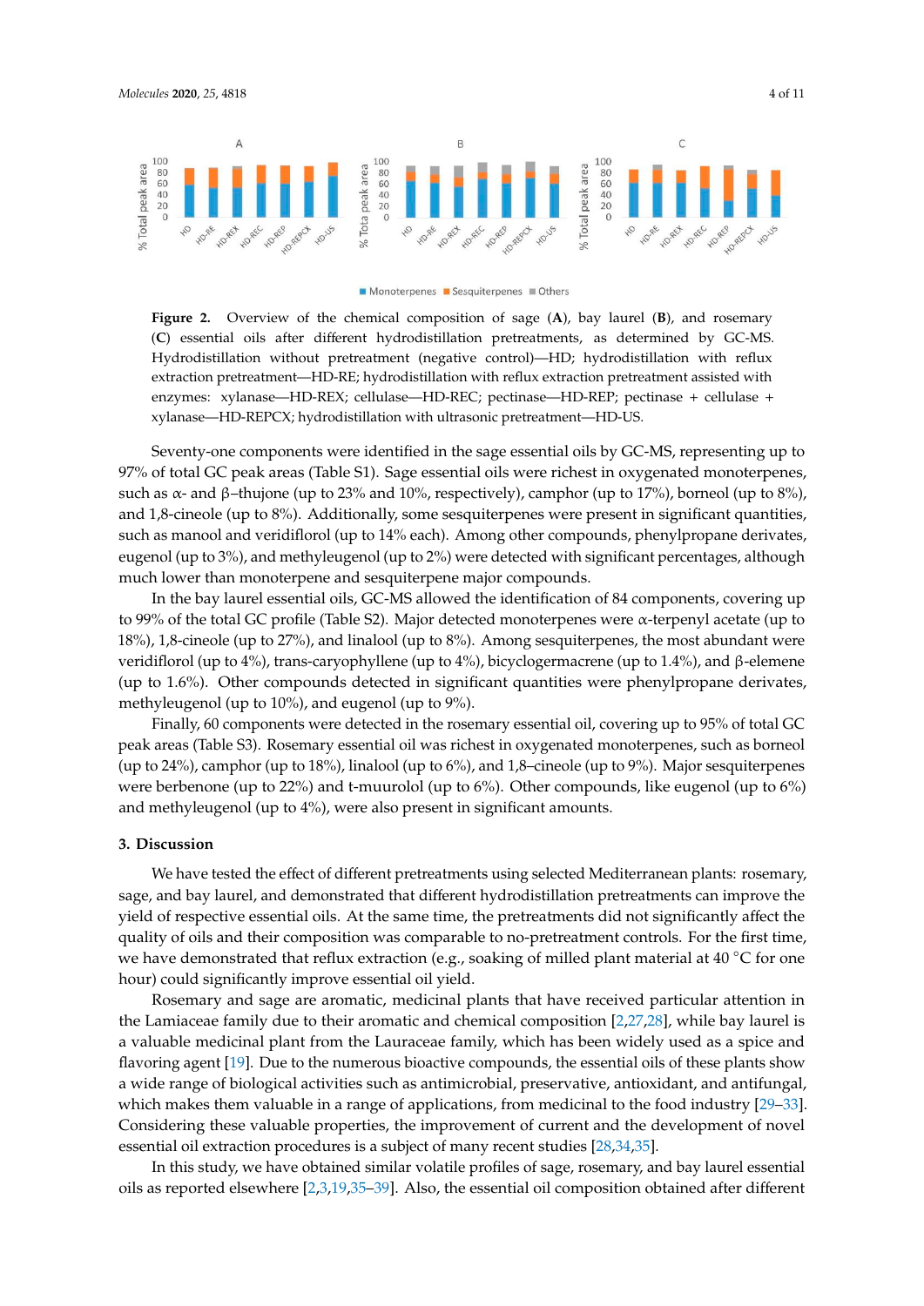**Figure 2.** Overview of the chemical composition of sage (**A**), bay laurel (**B**), and rosemary (**C**) essential oils after different hydrodistillation pretreatments, as determined by GC-MS. Hydrodistillation without pretreatment (negative control)—HD; hydrodistillation with reflux extraction pretreatment—HD-RE; hydrodistillation with reflux extraction pretreatment assisted with enzymes: xylanase—HD-REX; cellulase—HD-REC; pectinase—HD-REP; pectinase + cellulase + xylanase—HD-REPCX; hydrodistillation with ultrasonic pretreatment—HD-US.

Seventy-one components were identified in the sage essential oils by GC-MS, representing up to 97% of total GC peak areas (Table S1). Sage essential oils were richest in oxygenated monoterpenes, such as α- and β–thujone (up to 23% and 10%, respectively), camphor (up to 17%), borneol (up to 8%), and 1,8-cineole (up to 8%). Additionally, some sesquiterpenes were present in significant quantities, such as manool and veridiflorol (up to 14% each). Among other compounds, phenylpropane derivates, eugenol (up to 3%), and methyleugenol (up to 2%) were detected with significant percentages, although much lower than monoterpene and sesquiterpene major compounds.

In the bay laurel essential oils, GC-MS allowed the identification of 84 components, covering up to 99% of the total GC profile (Table S2). Major detected monoterpenes were α-terpenyl acetate (up to 18%), 1,8-cineole (up to 27%), and linalool (up to 8%). Among sesquiterpenes, the most abundant were veridiflorol (up to 4%), trans-caryophyllene (up to 4%), bicyclogermacrene (up to 1.4%), and β-elemene (up to 1.6%). Other compounds detected in significant quantities were phenylpropane derivates, methyleugenol (up to 10%), and eugenol (up to 9%).

Finally, 60 components were detected in the rosemary essential oil, covering up to 95% of total GC peak areas (Table S3). Rosemary essential oil was richest in oxygenated monoterpenes, such as borneol (up to 24%), camphor (up to 18%), linalool (up to 6%), and 1,8–cineole (up to 9%). Major sesquiterpenes were berbenone (up to 22%) and t-muurolol (up to 6%). Other compounds, like eugenol (up to 6%) and methyleugenol (up to 4%), were also present in significant amounts.

## 3. Discussion

We have tested the effect of different pretreatments using selected Mediterranean plants: rosemary, sage, and bay laurel, and demonstrated that different hydrodistillation pretreatments can improve the yield of respective essential oils. At the same time, the pretreatments did not significantly affect the quality of oils and their composition was comparable to no-pretreatment controls. For the first time, we have demonstrated that reflux extraction (e.g., soaking of milled plant material at 40 °C for one hour) could significantly improve essential oil yield.

Rosemary and sage are aromatic, medicinal plants that have received particular attention in the Lamiaceae family due to their aromatic and chemical composition [2,27,28], while bay laurel is a valuable medicinal plant from the Lauraceae family, which has been widely used as a spice and flavoring agent [19]. Due to the numerous bioactive compounds, the essential oils of these plants show a wide range of biological activities such as antimicrobial, preservative, antioxidant, and antifungal, which makes them valuable in a range of applications, from medicinal to the food industry [29–33]. Considering these valuable properties, the improvement of current and the development of novel essential oil extraction procedures is a subject of many recent studies [28,34,35].

In this study, we have obtained similar volatile profiles of sage, rosemary, and bay laurel essential oils as reported elsewhere [2,3,19,35–39]. Also, the essential oil composition obtained after different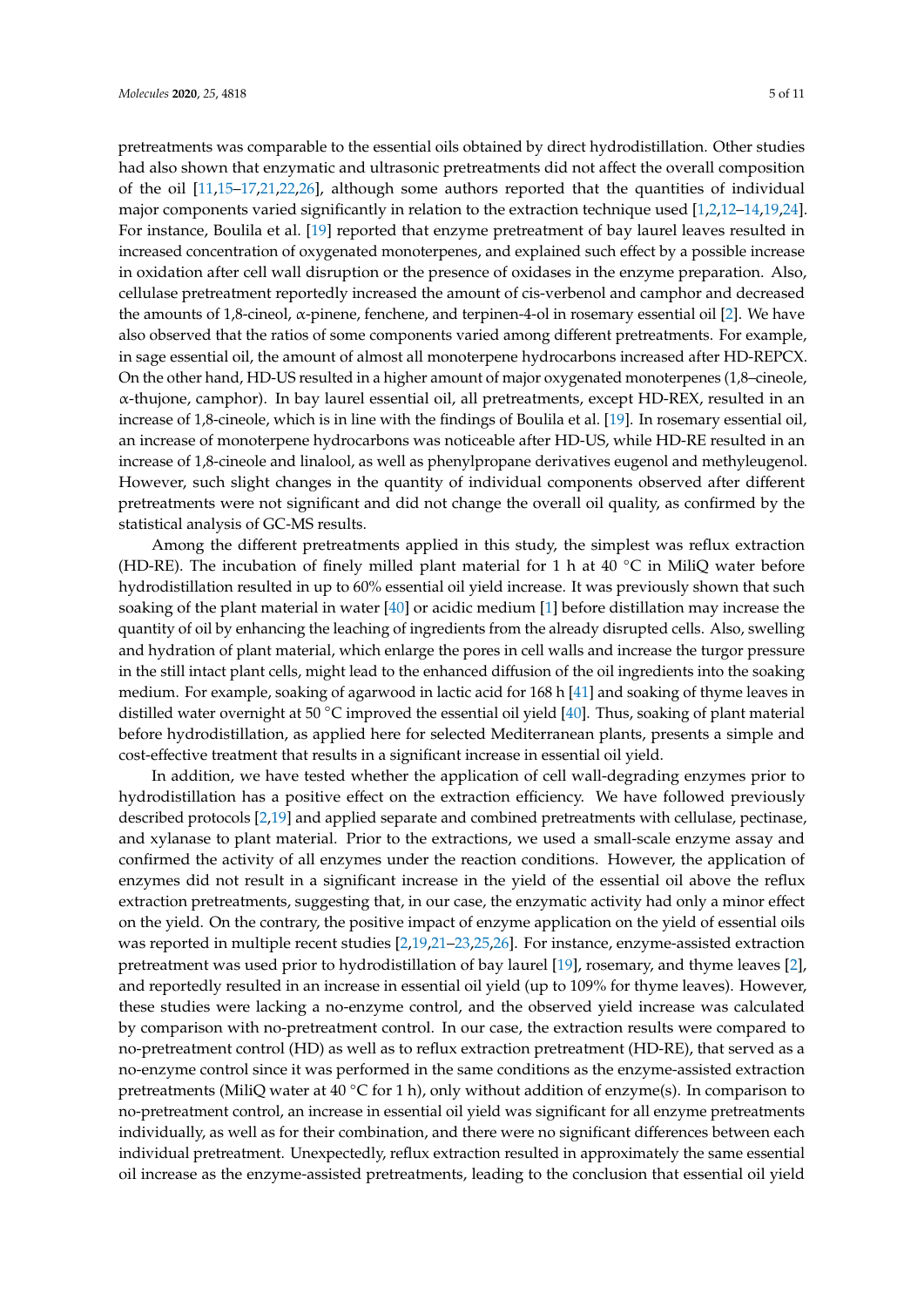pretreatments was comparable to the essential oils obtained by direct hydrodistillation. Other studies had also shown that enzymatic and ultrasonic pretreatments did not affect the overall composition of the oil [11,15–17,21,22,26], although some authors reported that the quantities of individual major components varied significantly in relation to the extraction technique used [1,2,12–14,19,24]. For instance, Boulila et al. [19] reported that enzyme pretreatment of bay laurel leaves resulted in increased concentration of oxygenated monoterpenes, and explained such effect by a possible increase in oxidation after cell wall disruption or the presence of oxidases in the enzyme preparation. Also, cellulase pretreatment reportedly increased the amount of cis-verbenol and camphor and decreased the amounts of 1,8-cineol, α-pinene, fenchene, and terpinen-4-ol in rosemary essential oil [2]. We have also observed that the ratios of some components varied among different pretreatments. For example, in sage essential oil, the amount of almost all monoterpene hydrocarbons increased after HD-REPCX. On the other hand, HD-US resulted in a higher amount of major oxygenated monoterpenes (1,8–cineole, α-thujone, camphor). In bay laurel essential oil, all pretreatments, except HD-REX, resulted in an increase of 1,8-cineole, which is in line with the findings of Boulila et al. [19]. In rosemary essential oil, an increase of monoterpene hydrocarbons was noticeable after HD-US, while HD-RE resulted in an increase of 1,8-cineole and linalool, as well as phenylpropane derivatives eugenol and methyleugenol. However, such slight changes in the quantity of individual components observed after different pretreatments were not significant and did not change the overall oil quality, as confirmed by the statistical analysis of GC-MS results.

Among the different pretreatments applied in this study, the simplest was reflux extraction (HD-RE). The incubation of finely milled plant material for 1 h at 40 °C in MiliQ water before hydrodistillation resulted in up to 60% essential oil yield increase. It was previously shown that such soaking of the plant material in water [40] or acidic medium [1] before distillation may increase the quantity of oil by enhancing the leaching of ingredients from the already disrupted cells. Also, swelling and hydration of plant material, which enlarge the pores in cell walls and increase the turgor pressure in the still intact plant cells, might lead to the enhanced diffusion of the oil ingredients into the soaking medium. For example, soaking of agarwood in lactic acid for 168 h [41] and soaking of thyme leaves in distilled water overnight at 50 °C improved the essential oil yield [40]. Thus, soaking of plant material before hydrodistillation, as applied here for selected Mediterranean plants, presents a simple and cost-effective treatment that results in a significant increase in essential oil yield.

In addition, we have tested whether the application of cell wall-degrading enzymes prior to hydrodistillation has a positive effect on the extraction efficiency. We have followed previously described protocols [2,19] and applied separate and combined pretreatments with cellulase, pectinase, and xylanase to plant material. Prior to the extractions, we used a small-scale enzyme assay and confirmed the activity of all enzymes under the reaction conditions. However, the application of enzymes did not result in a significant increase in the yield of the essential oil above the reflux extraction pretreatments, suggesting that, in our case, the enzymatic activity had only a minor effect on the yield. On the contrary, the positive impact of enzyme application on the yield of essential oils was reported in multiple recent studies [2,19,21–23,25,26]. For instance, enzyme-assisted extraction pretreatment was used prior to hydrodistillation of bay laurel [19], rosemary, and thyme leaves [2], and reportedly resulted in an increase in essential oil yield (up to 109% for thyme leaves). However, these studies were lacking a no-enzyme control, and the observed yield increase was calculated by comparison with no-pretreatment control. In our case, the extraction results were compared to no-pretreatment control (HD) as well as to reflux extraction pretreatment (HD-RE), that served as a no-enzyme control since it was performed in the same conditions as the enzyme-assisted extraction pretreatments (MiliQ water at 40 °C for 1 h), only without addition of enzyme(s). In comparison to no-pretreatment control, an increase in essential oil yield was significant for all enzyme pretreatments individually, as well as for their combination, and there were no significant differences between each individual pretreatment. Unexpectedly, reflux extraction resulted in approximately the same essential oil increase as the enzyme-assisted pretreatments, leading to the conclusion that essential oil yield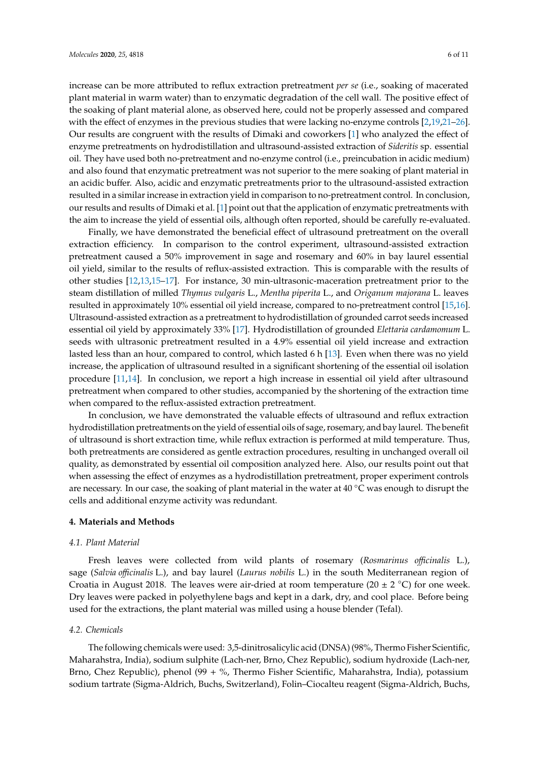increase can be more attributed to reflux extraction pretreatment *per se* (i.e., soaking of macerated plant material in warm water) than to enzymatic degradation of the cell wall. The positive effect of the soaking of plant material alone, as observed here, could not be properly assessed and compared with the effect of enzymes in the previous studies that were lacking no-enzyme controls [2,19,21–26]. Our results are congruent with the results of Dimaki and coworkers [1] who analyzed the effect of enzyme pretreatments on hydrodistillation and ultrasound-assisted extraction of *Sideritis* sp. essential oil. They have used both no-pretreatment and no-enzyme control (i.e., preincubation in acidic medium) and also found that enzymatic pretreatment was not superior to the mere soaking of plant material in an acidic buffer. Also, acidic and enzymatic pretreatments prior to the ultrasound-assisted extraction resulted in a similar increase in extraction yield in comparison to no-pretreatment control. In conclusion, our results and results of Dimaki et al. [1] point out that the application of enzymatic pretreatments with the aim to increase the yield of essential oils, although often reported, should be carefully re-evaluated.

Finally, we have demonstrated the beneficial effect of ultrasound pretreatment on the overall extraction efficiency. In comparison to the control experiment, ultrasound-assisted extraction pretreatment caused a 50% improvement in sage and rosemary and 60% in bay laurel essential oil yield, similar to the results of reflux-assisted extraction. This is comparable with the results of other studies [12,13,15–17]. For instance, 30 min-ultrasonic-maceration pretreatment prior to the steam distillation of milled *Thymus vulgaris* L., *Mentha piperita* L., and *Origanum majorana* L. leaves resulted in approximately 10% essential oil yield increase, compared to no-pretreatment control [15,16]. Ultrasound-assisted extraction as a pretreatment to hydrodistillation of grounded carrot seeds increased essential oil yield by approximately 33% [17]. Hydrodistillation of grounded *Elettaria cardamomum* L. seeds with ultrasonic pretreatment resulted in a 4.9% essential oil yield increase and extraction lasted less than an hour, compared to control, which lasted 6 h [13]. Even when there was no yield increase, the application of ultrasound resulted in a significant shortening of the essential oil isolation procedure [11,14]. In conclusion, we report a high increase in essential oil yield after ultrasound pretreatment when compared to other studies, accompanied by the shortening of the extraction time when compared to the reflux-assisted extraction pretreatment.

In conclusion, we have demonstrated the valuable effects of ultrasound and reflux extraction hydrodistillation pretreatments on the yield of essential oils of sage, rosemary, and bay laurel. The benefit of ultrasound is short extraction time, while reflux extraction is performed at mild temperature. Thus, both pretreatments are considered as gentle extraction procedures, resulting in unchanged overall oil quality, as demonstrated by essential oil composition analyzed here. Also, our results point out that when assessing the effect of enzymes as a hydrodistillation pretreatment, proper experiment controls are necessary. In our case, the soaking of plant material in the water at 40 °C was enough to disrupt the cells and additional enzyme activity was redundant.

## 4. Materials and Methods

### *4.1. Plant Material*

Fresh leaves were collected from wild plants of rosemary (*Rosmarinus officinalis* L.), sage (*Salvia officinalis* L.), and bay laurel (*Laurus nobilis* L.) in the south Mediterranean region of Croatia in August 2018. The leaves were air-dried at room temperature (20 ± 2 °C) for one week. Dry leaves were packed in polyethylene bags and kept in a dark, dry, and cool place. Before being used for the extractions, the plant material was milled using a house blender (Tefal).

### *4.2. Chemicals*

The following chemicals were used: 3,5-dinitrosalicylic acid (DNSA) (98%, Thermo Fisher Scientific, Maharahstra, India), sodium sulphite (Lach-ner, Brno, Chez Republic), sodium hydroxide (Lach-ner, Brno, Chez Republic), phenol (99 + %, Thermo Fisher Scientific, Maharahstra, India), potassium sodium tartrate (Sigma-Aldrich, Buchs, Switzerland), Folin–Ciocalteu reagent (Sigma-Aldrich, Buchs,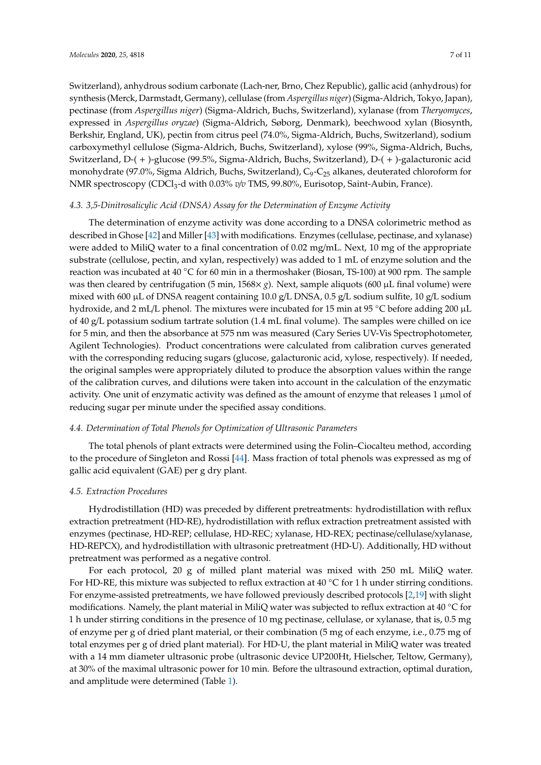Switzerland), anhydrous sodium carbonate (Lach-ner, Brno, Chez Republic), gallic acid (anhydrous) for synthesis (Merck, Darmstadt, Germany), cellulase (from *Aspergillus niger*) (Sigma-Aldrich, Tokyo, Japan), pectinase (from *Aspergillus niger*) (Sigma-Aldrich, Buchs, Switzerland), xylanase (from *Theryomyces*, expressed in *Aspergillus oryzae*) (Sigma-Aldrich, Søborg, Denmark), beechwood xylan (Biosynth, Berkshir, England, UK), pectin from citrus peel (74.0%, Sigma-Aldrich, Buchs, Switzerland), sodium carboxymethyl cellulose (Sigma-Aldrich, Buchs, Switzerland), xylose (99%, Sigma-Aldrich, Buchs, Switzerland, D-( + )-glucose (99.5%, Sigma-Aldrich, Buchs, Switzerland), D-( + )-galacturonic acid monohydrate (97.0%, Sigma Aldrich, Buchs, Switzerland), $C_9$-$C_{25}$ alkanes, deuterated chloroform for NMR spectroscopy ($CDCl_3$-d with 0.03% *v/v* TMS, 99.80%, Eurisotop, Saint-Aubin, France).

### 4.3. 3,5-Dinitrosalicylic Acid (DNSA) Assay for the Determination of Enzyme Activity

The determination of enzyme activity was done according to a DNSA colorimetric method as described in Ghose [42] and Miller [43] with modifications. Enzymes (cellulase, pectinase, and xylanase) were added to MiliQ water to a final concentration of 0.02 mg/mL. Next, 10 mg of the appropriate substrate (cellulose, pectin, and xylan, respectively) was added to 1 mL of enzyme solution and the reaction was incubated at 40 °C for 60 min in a thermoshaker (Biosan, TS-100) at 900 rpm. The sample was then cleared by centrifugation (5 min, 1568× *g*). Next, sample aliquots (600 µL final volume) were mixed with 600 µL of DNSA reagent containing 10.0 g/L DNSA, 0.5 g/L sodium sulfite, 10 g/L sodium hydroxide, and 2 mL/L phenol. The mixtures were incubated for 15 min at 95 °C before adding 200 µL of 40 g/L potassium sodium tartrate solution (1.4 mL final volume). The samples were chilled on ice for 5 min, and then the absorbance at 575 nm was measured (Cary Series UV-Vis Spectrophotometer, Agilent Technologies). Product concentrations were calculated from calibration curves generated with the corresponding reducing sugars (glucose, galacturonic acid, xylose, respectively). If needed, the original samples were appropriately diluted to produce the absorption values within the range of the calibration curves, and dilutions were taken into account in the calculation of the enzymatic activity. One unit of enzymatic activity was defined as the amount of enzyme that releases 1 µmol of reducing sugar per minute under the specified assay conditions.

### 4.4. Determination of Total Phenols for Optimization of Ultrasonic Parameters

The total phenols of plant extracts were determined using the Folin–Ciocalteu method, according to the procedure of Singleton and Rossi [44]. Mass fraction of total phenols was expressed as mg of gallic acid equivalent (GAE) per g dry plant.

### 4.5. Extraction Procedures

Hydrodistillation (HD) was preceded by different pretreatments: hydrodistillation with reflux extraction pretreatment (HD-RE), hydrodistillation with reflux extraction pretreatment assisted with enzymes (pectinase, HD-REP; cellulase, HD-REC; xylanase, HD-REX; pectinase/cellulase/xylanase, HD-REPCX), and hydrodistillation with ultrasonic pretreatment (HD-U). Additionally, HD without pretreatment was performed as a negative control.

For each protocol, 20 g of milled plant material was mixed with 250 mL MiliQ water. For HD-RE, this mixture was subjected to reflux extraction at 40 °C for 1 h under stirring conditions. For enzyme-assisted pretreatments, we have followed previously described protocols [2,19] with slight modifications. Namely, the plant material in MiliQ water was subjected to reflux extraction at 40 °C for 1 h under stirring conditions in the presence of 10 mg pectinase, cellulase, or xylanase, that is, 0.5 mg of enzyme per g of dried plant material, or their combination (5 mg of each enzyme, i.e., 0.75 mg of total enzymes per g of dried plant material). For HD-U, the plant material in MiliQ water was treated with a 14 mm diameter ultrasonic probe (ultrasonic device UP200Ht, Hielscher, Teltow, Germany), at 30% of the maximal ultrasonic power for 10 min. Before the ultrasound extraction, optimal duration, and amplitude were determined (Table 1).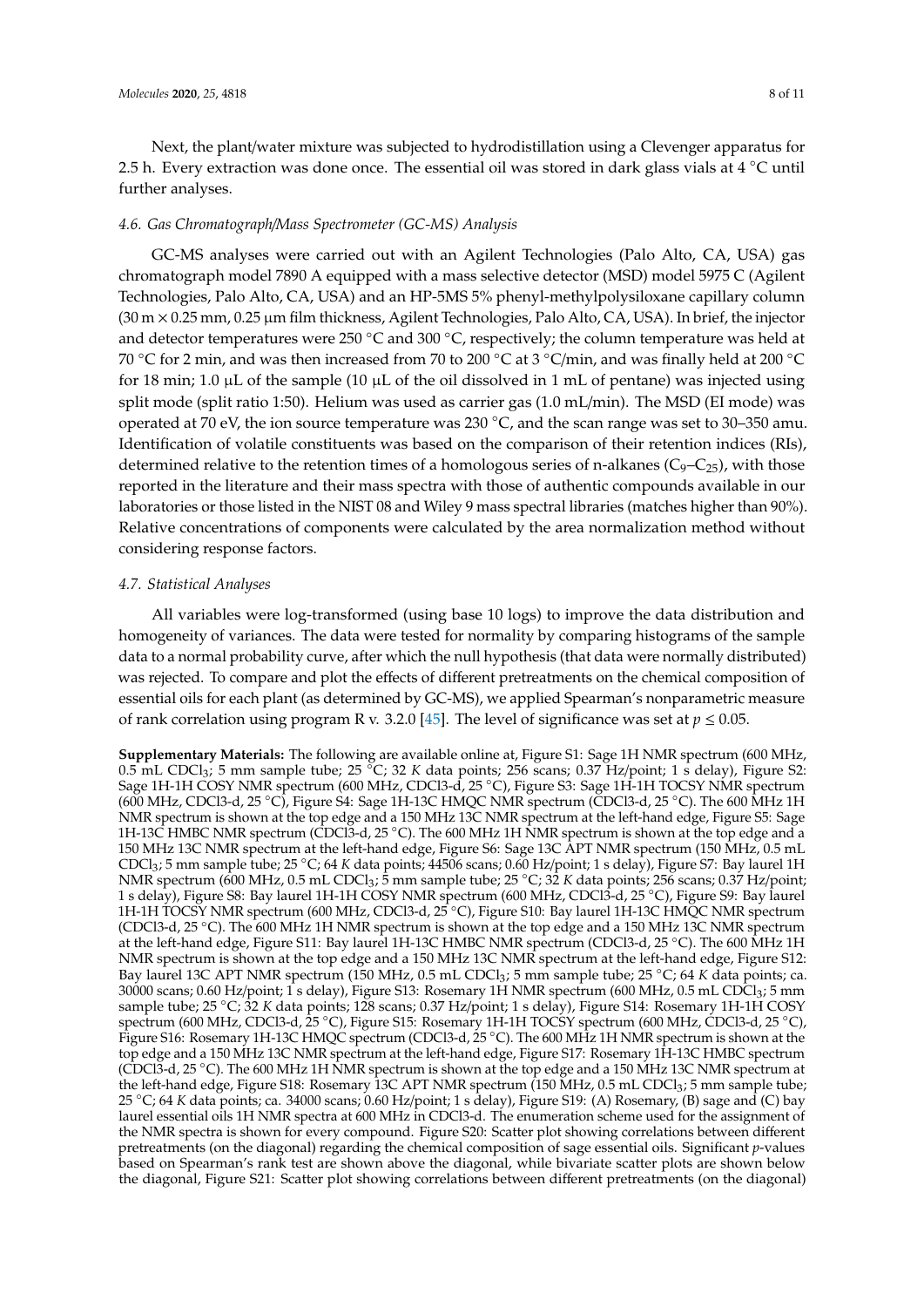Next, the plant/water mixture was subjected to hydrodistillation using a Clevenger apparatus for 2.5 h. Every extraction was done once. The essential oil was stored in dark glass vials at 4 °C until further analyses.

### *4.6. Gas Chromatograph/Mass Spectrometer (GC-MS) Analysis*

GC-MS analyses were carried out with an Agilent Technologies (Palo Alto, CA, USA) gas chromatograph model 7890 A equipped with a mass selective detector (MSD) model 5975 C (Agilent Technologies, Palo Alto, CA, USA) and an HP-5MS 5% phenyl-methylpolysiloxane capillary column (30 m × 0.25 mm, 0.25 µm film thickness, Agilent Technologies, Palo Alto, CA, USA). In brief, the injector and detector temperatures were 250 °C and 300 °C, respectively; the column temperature was held at 70 °C for 2 min, and was then increased from 70 to 200 °C at 3 °C/min, and was finally held at 200 °C for 18 min; 1.0 µL of the sample (10 µL of the oil dissolved in 1 mL of pentane) was injected using split mode (split ratio 1:50). Helium was used as carrier gas (1.0 mL/min). The MSD (EI mode) was operated at 70 eV, the ion source temperature was 230 °C, and the scan range was set to 30–350 amu. Identification of volatile constituents was based on the comparison of their retention indices (RIs), determined relative to the retention times of a homologous series of n-alkanes ($C_9$–$C_{25}$), with those reported in the literature and their mass spectra with those of authentic compounds available in our laboratories or those listed in the NIST 08 and Wiley 9 mass spectral libraries (matches higher than 90%). Relative concentrations of components were calculated by the area normalization method without considering response factors.

### *4.7. Statistical Analyses*

All variables were log-transformed (using base 10 logs) to improve the data distribution and homogeneity of variances. The data were tested for normality by comparing histograms of the sample data to a normal probability curve, after which the null hypothesis (that data were normally distributed) was rejected. To compare and plot the effects of different pretreatments on the chemical composition of essential oils for each plant (as determined by GC-MS), we applied Spearman's nonparametric measure of rank correlation using program R v. 3.2.0 [45]. The level of significance was set at $p \leq 0.05$.

**Supplementary Materials:** The following are available online at, Figure S1: Sage 1H NMR spectrum (600 MHz, 0.5 mL $CDCl_3$; 5 mm sample tube; 25 °C; 32 *K* data points; 256 scans; 0.37 Hz/point; 1 s delay), Figure S2: Sage 1H-1H COSY NMR spectrum (600 MHz, CDCl3-d, 25 °C), Figure S3: Sage 1H-1H TOCSY NMR spectrum (600 MHz, CDCl3-d, 25 °C), Figure S4: Sage 1H-13C HMQC NMR spectrum (CDCl3-d, 25 °C). The 600 MHz 1H NMR spectrum is shown at the top edge and a 150 MHz 13C NMR spectrum at the left-hand edge, Figure S5: Sage 1H-13C HMBC NMR spectrum (CDCl3-d, 25 °C). The 600 MHz 1H NMR spectrum is shown at the top edge and a 150 MHz 13C NMR spectrum at the left-hand edge, Figure S6: Sage 13C APT NMR spectrum (150 MHz, 0.5 mL $CDCl_3$; 5 mm sample tube; 25 °C; 64 *K* data points; 44506 scans; 0.60 Hz/point; 1 s delay), Figure S7: Bay laurel 1H NMR spectrum (600 MHz, 0.5 mL $CDCl_3$; 5 mm sample tube; 25 °C; 32 *K* data points; 256 scans; 0.37 Hz/point; 1 s delay), Figure S8: Bay laurel 1H-1H COSY NMR spectrum (600 MHz, CDCl3-d, 25 °C), Figure S9: Bay laurel 1H-1H TOCSY NMR spectrum (600 MHz, CDCl3-d, 25 °C), Figure S10: Bay laurel 1H-13C HMQC NMR spectrum (CDCl3-d, 25 °C). The 600 MHz 1H NMR spectrum is shown at the top edge and a 150 MHz 13C NMR spectrum at the left-hand edge, Figure S11: Bay laurel 1H-13C HMBC NMR spectrum (CDCl3-d, 25 °C). The 600 MHz 1H NMR spectrum is shown at the top edge and a 150 MHz 13C NMR spectrum at the left-hand edge, Figure S12: Bay laurel 13C APT NMR spectrum (150 MHz, 0.5 mL $CDCl_3$; 5 mm sample tube; 25 °C; 64 *K* data points; ca. 30000 scans; 0.60 Hz/point; 1 s delay), Figure S13: Rosemary 1H NMR spectrum (600 MHz, 0.5 mL $CDCl_3$; 5 mm sample tube; 25 °C; 32 *K* data points; 128 scans; 0.37 Hz/point; 1 s delay), Figure S14: Rosemary 1H-1H COSY spectrum (600 MHz, CDCl3-d, 25 °C), Figure S15: Rosemary 1H-1H TOCSY spectrum (600 MHz, CDCl3-d, 25 °C), Figure S16: Rosemary 1H-13C HMQC spectrum (CDCl3-d, 25 °C). The 600 MHz 1H NMR spectrum is shown at the top edge and a 150 MHz 13C NMR spectrum at the left-hand edge, Figure S17: Rosemary 1H-13C HMBC spectrum (CDCl3-d, 25 °C). The 600 MHz 1H NMR spectrum is shown at the top edge and a 150 MHz 13C NMR spectrum at the left-hand edge, Figure S18: Rosemary 13C APT NMR spectrum (150 MHz, 0.5 mL $CDCl_3$; 5 mm sample tube; 25 °C; 64 *K* data points; ca. 34000 scans; 0.60 Hz/point; 1 s delay), Figure S19: (A) Rosemary, (B) sage and (C) bay laurel essential oils 1H NMR spectra at 600 MHz in CDCl3-d. The enumeration scheme used for the assignment of the NMR spectra is shown for every compound. Figure S20: Scatter plot showing correlations between different pretreatments (on the diagonal) regarding the chemical composition of sage essential oils. Significant *p*-values based on Spearman's rank test are shown above the diagonal, while bivariate scatter plots are shown below the diagonal, Figure S21: Scatter plot showing correlations between different pretreatments (on the diagonal)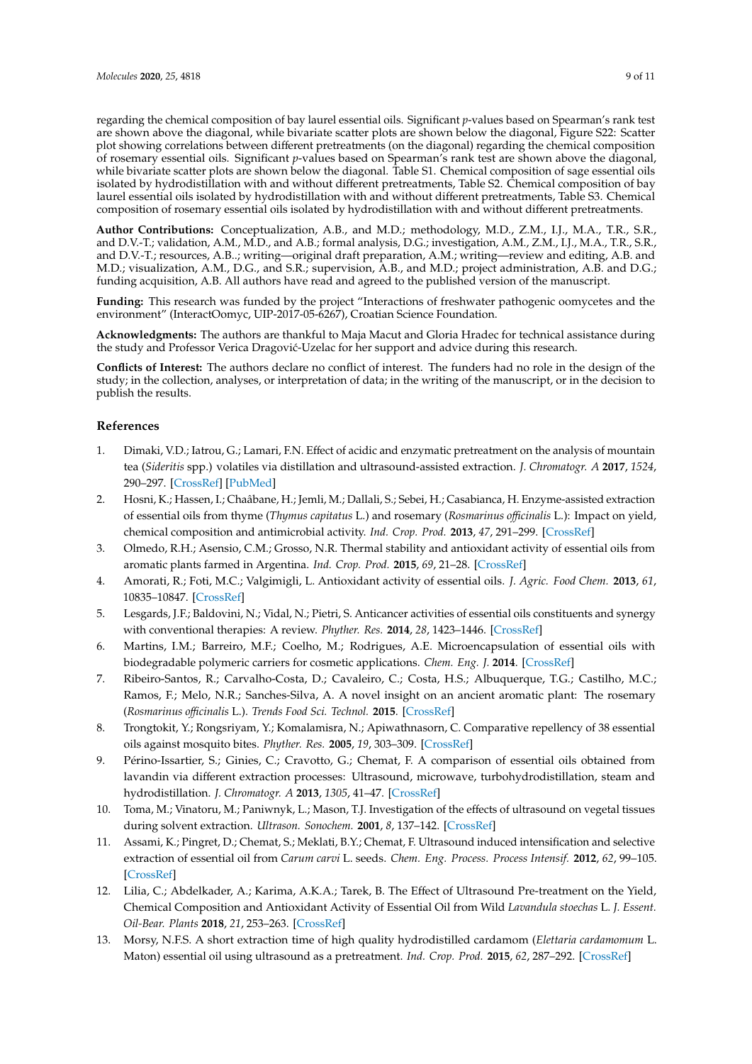regarding the chemical composition of bay laurel essential oils. Significant *p*-values based on Spearman's rank test are shown above the diagonal, while bivariate scatter plots are shown below the diagonal, Figure S22: Scatter plot showing correlations between different pretreatments (on the diagonal) regarding the chemical composition of rosemary essential oils. Significant *p*-values based on Spearman's rank test are shown above the diagonal, while bivariate scatter plots are shown below the diagonal. Table S1. Chemical composition of sage essential oils isolated by hydrodistillation with and without different pretreatments, Table S2. Chemical composition of bay laurel essential oils isolated by hydrodistillation with and without different pretreatments, Table S3. Chemical composition of rosemary essential oils isolated by hydrodistillation with and without different pretreatments.

**Author Contributions:** Conceptualization, A.B., and M.D.; methodology, M.D., Z.M., I.J., M.A., T.R., S.R., and D.V.-T.; validation, A.M., M.D., and A.B.; formal analysis, D.G.; investigation, A.M., Z.M., I.J., M.A., T.R., S.R., and D.V.-T.; resources, A.B..; writing—original draft preparation, A.M.; writing—review and editing, A.B. and M.D.; visualization, A.M., D.G., and S.R.; supervision, A.B., and M.D.; project administration, A.B. and D.G.; funding acquisition, A.B. All authors have read and agreed to the published version of the manuscript.

**Funding:** This research was funded by the project "Interactions of freshwater pathogenic oomycetes and the environment" (InteractOomyc, UIP-2017-05-6267), Croatian Science Foundation.

**Acknowledgments:** The authors are thankful to Maja Macut and Gloria Hradec for technical assistance during the study and Professor Verica Dragović-Uzelac for her support and advice during this research.

**Conflicts of Interest:** The authors declare no conflict of interest. The funders had no role in the design of the study; in the collection, analyses, or interpretation of data; in the writing of the manuscript, or in the decision to publish the results.

## References

1. Dimaki, V.D.; Iatrou, G.; Lamari, F.N. Effect of acidic and enzymatic pretreatment on the analysis of mountain tea (*Sideritis* spp.) volatiles via distillation and ultrasound-assisted extraction. *J. Chromatogr. A* **2017**, *1524*, 290–297. [CrossRef] [PubMed]
2. Hosni, K.; Hassen, I.; Chaâbane, H.; Jemli, M.; Dallali, S.; Sebei, H.; Casabianca, H. Enzyme-assisted extraction of essential oils from thyme (*Thymus capitatus* L.) and rosemary (*Rosmarinus officinalis* L.): Impact on yield, chemical composition and antimicrobial activity. *Ind. Crop. Prod.* **2013**, *47*, 291–299. [CrossRef]
3. Olmedo, R.H.; Asensio, C.M.; Grosso, N.R. Thermal stability and antioxidant activity of essential oils from aromatic plants farmed in Argentina. *Ind. Crop. Prod.* **2015**, *69*, 21–28. [CrossRef]
4. Amorati, R.; Foti, M.C.; Valgimigli, L. Antioxidant activity of essential oils. *J. Agric. Food Chem.* **2013**, *61*, 10835–10847. [CrossRef]
5. Lesgards, J.F.; Baldovini, N.; Vidal, N.; Pietri, S. Anticancer activities of essential oils constituents and synergy with conventional therapies: A review. *Phyther. Res.* **2014**, *28*, 1423–1446. [CrossRef]
6. Martins, I.M.; Barreiro, M.F.; Coelho, M.; Rodrigues, A.E. Microencapsulation of essential oils with biodegradable polymeric carriers for cosmetic applications. *Chem. Eng. J.* **2014**. [CrossRef]
7. Ribeiro-Santos, R.; Carvalho-Costa, D.; Cavaleiro, C.; Costa, H.S.; Albuquerque, T.G.; Castilho, M.C.; Ramos, F.; Melo, N.R.; Sanches-Silva, A. A novel insight on an ancient aromatic plant: The rosemary (*Rosmarinus officinalis* L.). *Trends Food Sci. Technol.* **2015**. [CrossRef]
8. Trongtokit, Y.; Rongsriyam, Y.; Komalamisra, N.; Apiwathnasorn, C. Comparative repellency of 38 essential oils against mosquito bites. *Phyther. Res.* **2005**, *19*, 303–309. [CrossRef]
9. Périno-Issartier, S.; Ginies, C.; Cravotto, G.; Chemat, F. A comparison of essential oils obtained from lavandin via different extraction processes: Ultrasound, microwave, turbohydrodistillation, steam and hydrodistillation. *J. Chromatogr. A* **2013**, *1305*, 41–47. [CrossRef]
10. Toma, M.; Vinatoru, M.; Paniwnyk, L.; Mason, T.J. Investigation of the effects of ultrasound on vegetal tissues during solvent extraction. *Ultrason. Sonochem.* **2001**, *8*, 137–142. [CrossRef]
11. Assami, K.; Pingret, D.; Chemat, S.; Meklati, B.Y.; Chemat, F. Ultrasound induced intensification and selective extraction of essential oil from *Carum carvi* L. seeds. *Chem. Eng. Process. Process Intensif.* **2012**, *62*, 99–105. [CrossRef]
12. Lilia, C.; Abdelkader, A.; Karima, A.K.A.; Tarek, B. The Effect of Ultrasound Pre-treatment on the Yield, Chemical Composition and Antioxidant Activity of Essential Oil from Wild *Lavandula stoechas* L. *J. Essent. Oil-Bear. Plants* **2018**, *21*, 253–263. [CrossRef]
13. Morsy, N.F.S. A short extraction time of high quality hydrodistilled cardamom (*Elettaria cardamomum* L. Maton) essential oil using ultrasound as a pretreatment. *Ind. Crop. Prod.* **2015**, *62*, 287–292. [CrossRef]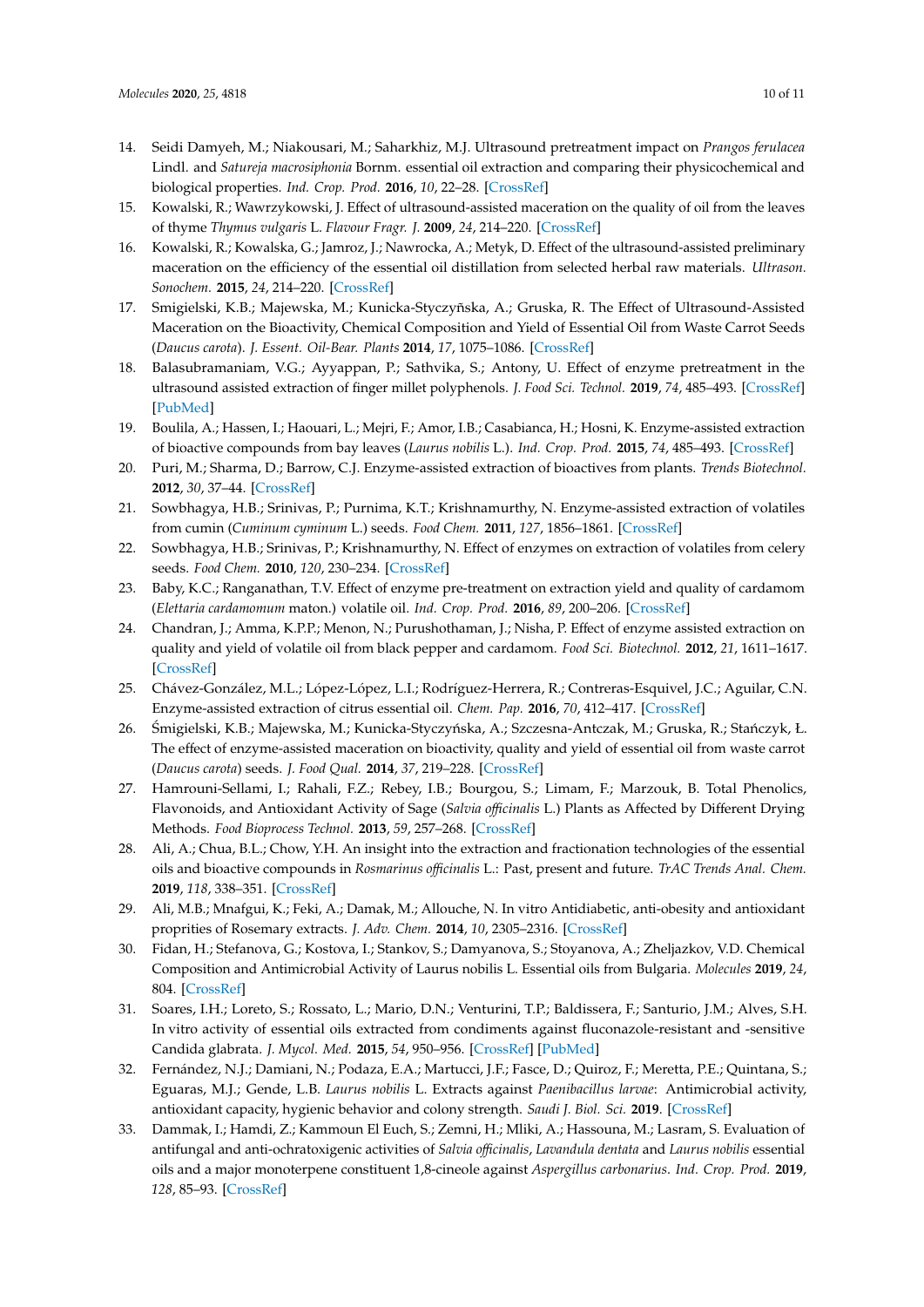14. Seidi Damyeh, M.; Niakousari, M.; Saharkhiz, M.J. Ultrasound pretreatment impact on *Prangos ferulacea* Lindl. and *Satureja macrosiphonia* Bornm. essential oil extraction and comparing their physicochemical and biological properties. *Ind. Crop. Prod.* **2016**, *10*, 22–28. [CrossRef]
15. Kowalski, R.; Wawrzykowski, J. Effect of ultrasound-assisted maceration on the quality of oil from the leaves of thyme *Thymus vulgaris* L. *Flavour Fragr. J.* **2009**, *24*, 214–220. [CrossRef]
16. Kowalski, R.; Kowalska, G.; Jamroz, J.; Nawrocka, A.; Metyk, D. Effect of the ultrasound-assisted preliminary maceration on the efficiency of the essential oil distillation from selected herbal raw materials. *Ultrason. Sonochem.* **2015**, *24*, 214–220. [CrossRef]
17. Smigielski, K.B.; Majewska, M.; Kunicka-Styczyñska, A.; Gruska, R. The Effect of Ultrasound-Assisted Maceration on the Bioactivity, Chemical Composition and Yield of Essential Oil from Waste Carrot Seeds (*Daucus carota*). *J. Essent. Oil-Bear. Plants* **2014**, *17*, 1075–1086. [CrossRef]
18. Balasubramaniam, V.G.; Ayyappan, P.; Sathvika, S.; Antony, U. Effect of enzyme pretreatment in the ultrasound assisted extraction of finger millet polyphenols. *J. Food Sci. Technol.* **2019**, *74*, 485–493. [CrossRef] [PubMed]
19. Boulila, A.; Hassen, I.; Haouari, L.; Mejri, F.; Amor, I.B.; Casabianca, H.; Hosni, K. Enzyme-assisted extraction of bioactive compounds from bay leaves (*Laurus nobilis* L.). *Ind. Crop. Prod.* **2015**, *74*, 485–493. [CrossRef]
20. Puri, M.; Sharma, D.; Barrow, C.J. Enzyme-assisted extraction of bioactives from plants. *Trends Biotechnol.* **2012**, *30*, 37–44. [CrossRef]
21. Sowbhagya, H.B.; Srinivas, P.; Purnima, K.T.; Krishnamurthy, N. Enzyme-assisted extraction of volatiles from cumin (*Cuminum cyminum* L.) seeds. *Food Chem.* **2011**, *127*, 1856–1861. [CrossRef]
22. Sowbhagya, H.B.; Srinivas, P.; Krishnamurthy, N. Effect of enzymes on extraction of volatiles from celery seeds. *Food Chem.* **2010**, *120*, 230–234. [CrossRef]
23. Baby, K.C.; Ranganathan, T.V. Effect of enzyme pre-treatment on extraction yield and quality of cardamom (*Elettaria cardamomum* maton.) volatile oil. *Ind. Crop. Prod.* **2016**, *89*, 200–206. [CrossRef]
24. Chandran, J.; Amma, K.P.P.; Menon, N.; Purushothaman, J.; Nisha, P. Effect of enzyme assisted extraction on quality and yield of volatile oil from black pepper and cardamom. *Food Sci. Biotechnol.* **2012**, *21*, 1611–1617. [CrossRef]
25. Chávez-González, M.L.; López-López, L.I.; Rodríguez-Herrera, R.; Contreras-Esquivel, J.C.; Aguilar, C.N. Enzyme-assisted extraction of citrus essential oil. *Chem. Pap.* **2016**, *70*, 412–417. [CrossRef]
26. Śmigielski, K.B.; Majewska, M.; Kunicka-Styczyńska, A.; Szczesna-Antczak, M.; Gruska, R.; Stańczyk, Ł. The effect of enzyme-assisted maceration on bioactivity, quality and yield of essential oil from waste carrot (*Daucus carota*) seeds. *J. Food Qual.* **2014**, *37*, 219–228. [CrossRef]
27. Hamrouni-Sellami, I.; Rahali, F.Z.; Rebey, I.B.; Bourgou, S.; Limam, F.; Marzouk, B. Total Phenolics, Flavonoids, and Antioxidant Activity of Sage (*Salvia officinalis* L.) Plants as Affected by Different Drying Methods. *Food Bioprocess Technol.* **2013**, *59*, 257–268. [CrossRef]
28. Ali, A.; Chua, B.L.; Chow, Y.H. An insight into the extraction and fractionation technologies of the essential oils and bioactive compounds in *Rosmarinus officinalis* L.: Past, present and future. *TrAC Trends Anal. Chem.* **2019**, *118*, 338–351. [CrossRef]
29. Ali, M.B.; Mnafgui, K.; Feki, A.; Damak, M.; Allouche, N. In vitro Antidiabetic, anti-obesity and antioxidant proprities of Rosemary extracts. *J. Adv. Chem.* **2014**, *10*, 2305–2316. [CrossRef]
30. Fidan, H.; Stefanova, G.; Kostova, I.; Stankov, S.; Damyanova, S.; Stoyanova, A.; Zheljazkov, V.D. Chemical Composition and Antimicrobial Activity of Laurus nobilis L. Essential oils from Bulgaria. *Molecules* **2019**, *24*, 804. [CrossRef]
31. Soares, I.H.; Loreto, S.; Rossato, L.; Mario, D.N.; Venturini, T.P.; Baldissera, F.; Santurio, J.M.; Alves, S.H. In vitro activity of essential oils extracted from condiments against fluconazole-resistant and -sensitive Candida glabrata. *J. Mycol. Med.* **2015**, *54*, 950–956. [CrossRef] [PubMed]
32. Fernández, N.J.; Damiani, N.; Podaza, E.A.; Martucci, J.F.; Fasce, D.; Quiroz, F.; Meretta, P.E.; Quintana, S.; Eguaras, M.J.; Gende, L.B. *Laurus nobilis* L. Extracts against *Paenibacillus larvae*: Antimicrobial activity, antioxidant capacity, hygienic behavior and colony strength. *Saudi J. Biol. Sci.* **2019**. [CrossRef]
33. Dammak, I.; Hamdi, Z.; Kammoun El Euch, S.; Zemni, H.; Mliki, A.; Hassouna, M.; Lasram, S. Evaluation of antifungal and anti-ochratoxigenic activities of *Salvia officinalis*, *Lavandula dentata* and *Laurus nobilis* essential oils and a major monoterpene constituent 1,8-cineole against *Aspergillus carbonarius*. *Ind. Crop. Prod.* **2019**, *128*, 85–93. [CrossRef]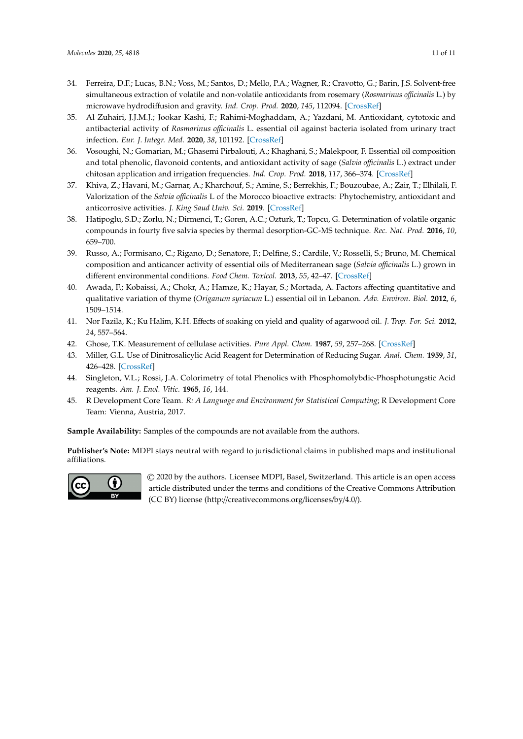34. Ferreira, D.F.; Lucas, B.N.; Voss, M.; Santos, D.; Mello, P.A.; Wagner, R.; Cravotto, G.; Barin, J.S. Solvent-free simultaneous extraction of volatile and non-volatile antioxidants from rosemary (*Rosmarinus officinalis* L.) by microwave hydrodiffusion and gravity. *Ind. Crop. Prod.* **2020**, *145*, 112094. [CrossRef]
35. Al Zuhairi, J.J.M.J.; Jookar Kashi, F.; Rahimi-Moghaddam, A.; Yazdani, M. Antioxidant, cytotoxic and antibacterial activity of *Rosmarinus officinalis* L. essential oil against bacteria isolated from urinary tract infection. *Eur. J. Integr. Med.* **2020**, *38*, 101192. [CrossRef]
36. Vosoughi, N.; Gomarian, M.; Ghasemi Pirbalouti, A.; Khaghani, S.; Malekpoor, F. Essential oil composition and total phenolic, flavonoid contents, and antioxidant activity of sage (*Salvia officinalis* L.) extract under chitosan application and irrigation frequencies. *Ind. Crop. Prod.* **2018**, *117*, 366–374. [CrossRef]
37. Khiva, Z.; Havani, M.; Garnar, A.; Kharchouf, S.; Amine, S.; Berrekhis, F.; Bouzoubae, A.; Zair, T.; Elhilali, F. Valorization of the *Salvia officinalis* L of the Morocco bioactive extracts: Phytochemistry, antioxidant and anticorrosive activities. *J. King Saud Univ. Sci.* **2019**. [CrossRef]
38. Hatipoglu, S.D.; Zorlu, N.; Dirmenci, T.; Goren, A.C.; Ozturk, T.; Topcu, G. Determination of volatile organic compounds in fourty five salvia species by thermal desorption-GC-MS technique. *Rec. Nat. Prod.* **2016**, *10*, 659–700.
39. Russo, A.; Formisano, C.; Rigano, D.; Senatore, F.; Delfine, S.; Cardile, V.; Rosselli, S.; Bruno, M. Chemical composition and anticancer activity of essential oils of Mediterranean sage (*Salvia officinalis* L.) grown in different environmental conditions. *Food Chem. Toxicol.* **2013**, *55*, 42–47. [CrossRef]
40. Awada, F.; Kobaissi, A.; Chokr, A.; Hamze, K.; Hayar, S.; Mortada, A. Factors affecting quantitative and qualitative variation of thyme (*Origanum syriacum* L.) essential oil in Lebanon. *Adv. Environ. Biol.* **2012**, *6*, 1509–1514.
41. Nor Fazila, K.; Ku Halim, K.H. Effects of soaking on yield and quality of agarwood oil. *J. Trop. For. Sci.* **2012**, *24*, 557–564.
42. Ghose, T.K. Measurement of cellulase activities. *Pure Appl. Chem.* **1987**, *59*, 257–268. [CrossRef]
43. Miller, G.L. Use of Dinitrosalicylic Acid Reagent for Determination of Reducing Sugar. *Anal. Chem.* **1959**, *31*, 426–428. [CrossRef]
44. Singleton, V.L.; Rossi, J.A. Colorimetry of total Phenolics with Phosphomolybdic-Phosphotungstic Acid reagents. *Am. J. Enol. Vitic.* **1965**, *16*, 144.
45. R Development Core Team. *R: A Language and Environment for Statistical Computing*; R Development Core Team: Vienna, Austria, 2017.

**Sample Availability:** Samples of the compounds are not available from the authors.

**Publisher's Note:** MDPI stays neutral with regard to jurisdictional claims in published maps and institutional affiliations.

© 2020 by the authors. Licensee MDPI, Basel, Switzerland. This article is an open access article distributed under the terms and conditions of the Creative Commons Attribution (CC BY) license (http://creativecommons.org/licenses/by/4.0/).